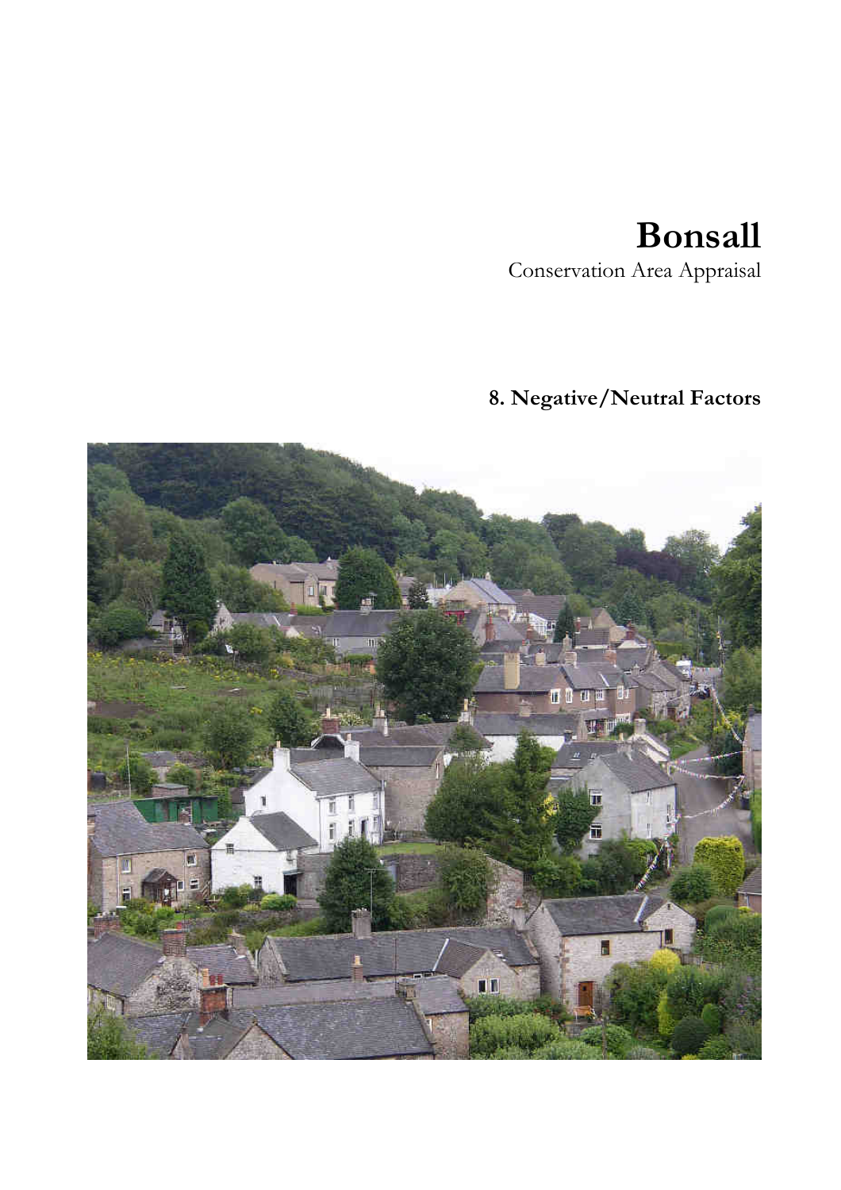# Bonsall

Conservation Area Appraisal

## 8. Negative/Neutral Factors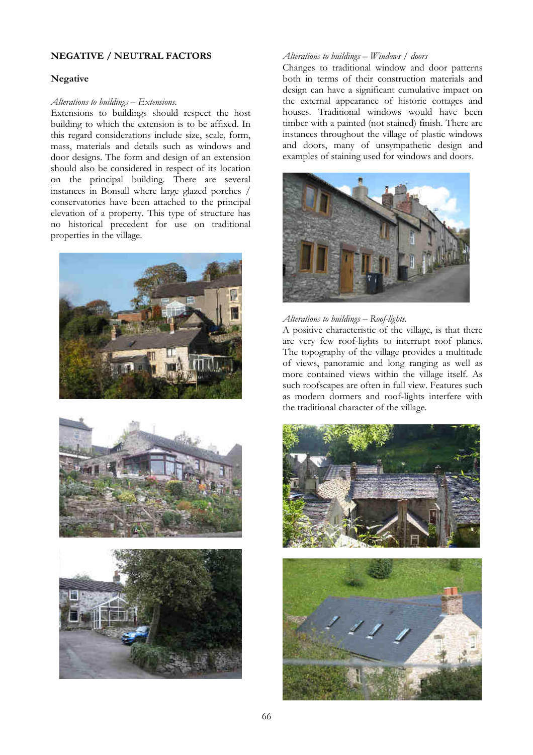## NEGATIVE / NEUTRAL FACTORS

### Negative

*Alterations to buildings – Extensions.*

Extensions to buildings should respect the host building to which the extension is to be affixed. In this regard considerations include size, scale, form, mass, materials and details such as windows and door designs. The form and design of an extension should also be considered in respect of its location on the principal building. There are several instances in Bonsall where large glazed porches / conservatories have been attached to the principal elevation of a property. This type of structure has no historical precedent for use on traditional properties in the village.

*Alterations to buildings – Windows / doors*

Changes to traditional window and door patterns both in terms of their construction materials and design can have a significant cumulative impact on the external appearance of historic cottages and houses. Traditional windows would have been timber with a painted (not stained) finish. There are instances throughout the village of plastic windows and doors, many of unsympathetic design and examples of staining used for windows and doors.

*Alterations to buildings – Roof-lights.*

A positive characteristic of the village, is that there are very few roof-lights to interrupt roof planes. The topography of the village provides a multitude of views, panoramic and long ranging as well as more contained views within the village itself. As such roofscapes are often in full view. Features such as modern dormers and roof-lights interfere with the traditional character of the village.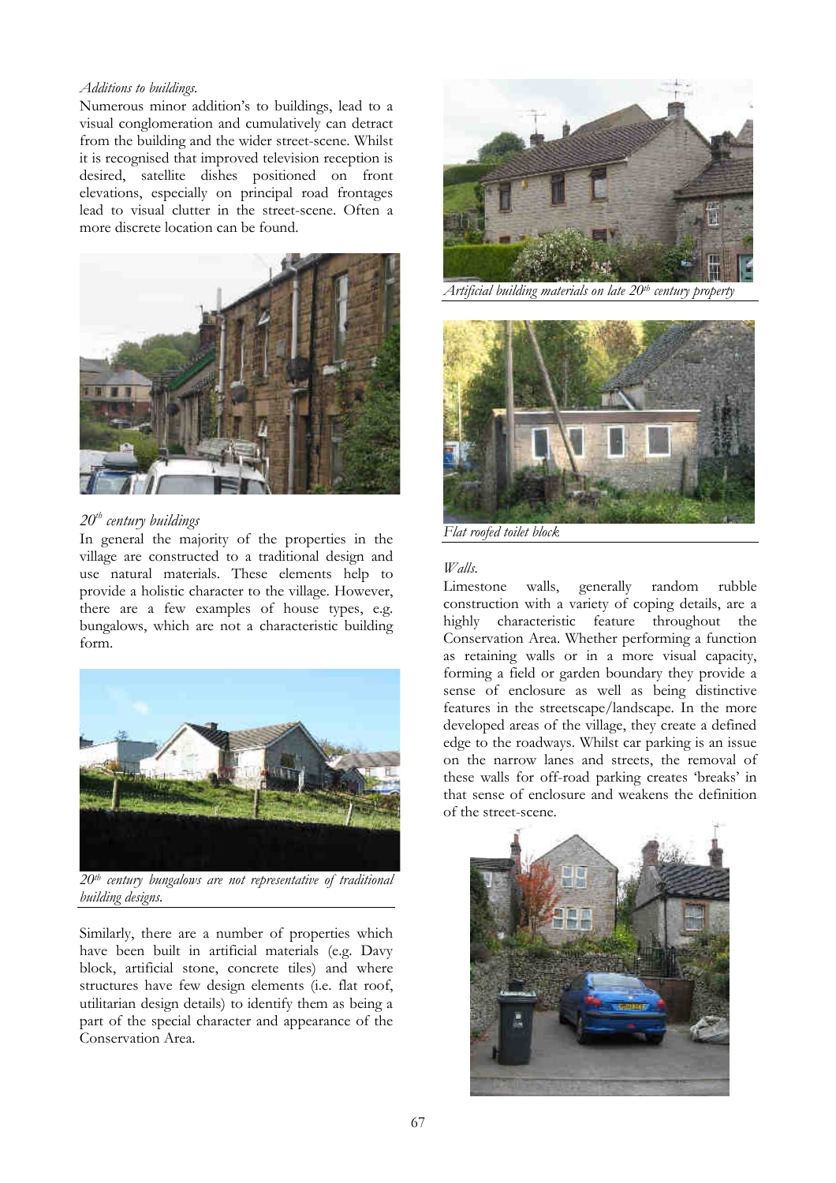*Additions to buildings.*

Numerous minor addition's to buildings, lead to a visual conglomeration and cumulatively can detract from the building and the wider street-scene. Whilst it is recognised that improved television reception is desired, satellite dishes positioned on front elevations, especially on principal road frontages lead to visual clutter in the street-scene. Often a more discrete location can be found.

*20th century buildings*

In general the majority of the properties in the village are constructed to a traditional design and use natural materials. These elements help to provide a holistic character to the village. However, there are a few examples of house types, e.g. bungalows, which are not a characteristic building form.

*20th century bungalows are not representative of traditional building designs.*

Similarly, there are a number of properties which have been built in artificial materials (e.g. Davy block, artificial stone, concrete tiles) and where structures have few design elements (i.e. flat roof, utilitarian design details) to identify them as being a part of the special character and appearance of the Conservation Area.

*Artificial building materials on late 20th century property*

*Flat roofed toilet block*

*Walls.*

Limestone walls, generally random rubble construction with a variety of coping details, are a highly characteristic feature throughout the Conservation Area. Whether performing a function as retaining walls or in a more visual capacity, forming a field or garden boundary they provide a sense of enclosure as well as being distinctive features in the streetscape/landscape. In the more developed areas of the village, they create a defined edge to the roadways. Whilst car parking is an issue on the narrow lanes and streets, the removal of these walls for off-road parking creates 'breaks' in that sense of enclosure and weakens the definition of the street-scene.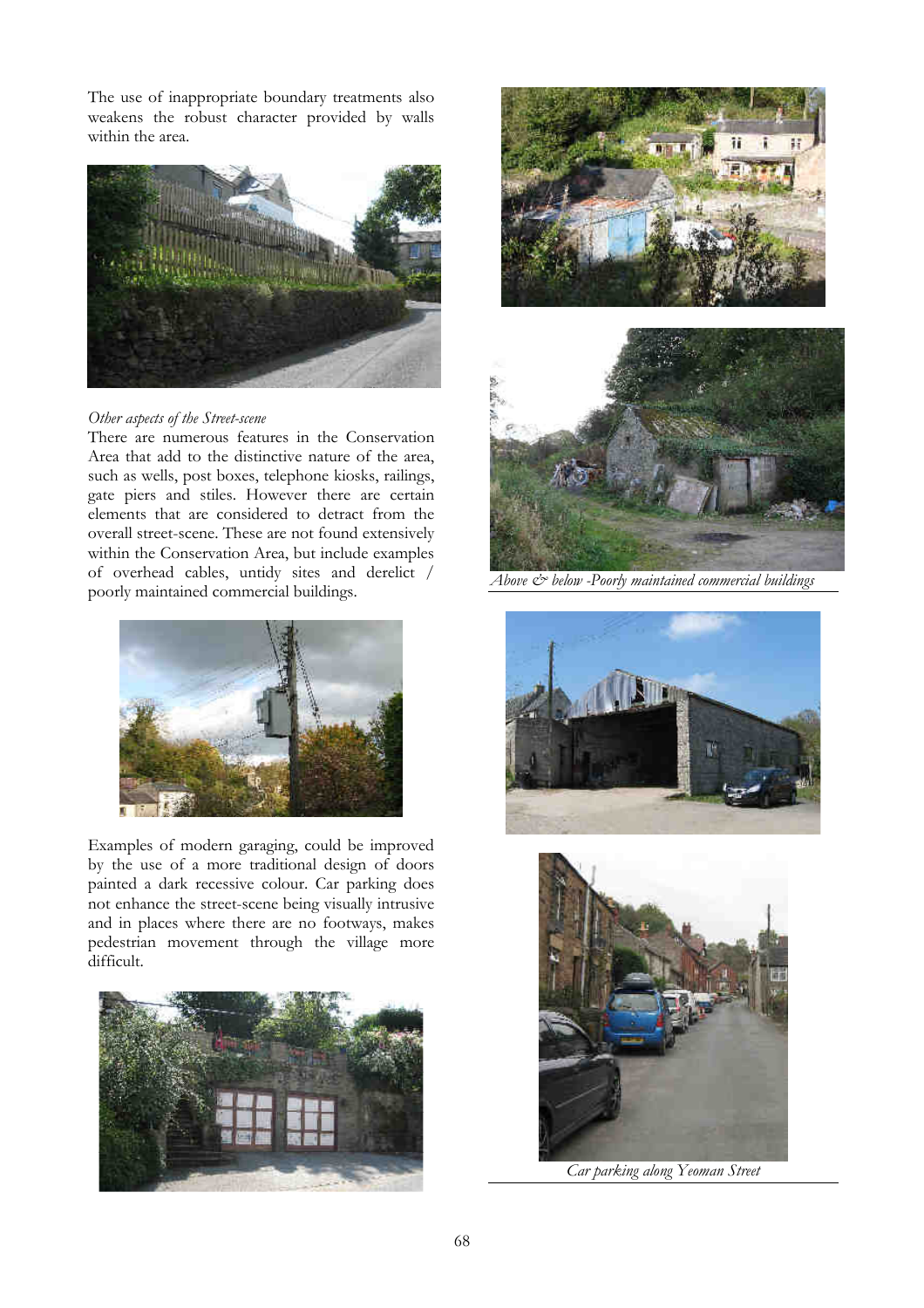The use of inappropriate boundary treatments also weakens the robust character provided by walls within the area.

*Other aspects of the Street-scene*

There are numerous features in the Conservation Area that add to the distinctive nature of the area, such as wells, post boxes, telephone kiosks, railings, gate piers and stiles. However there are certain elements that are considered to detract from the overall street-scene. These are not found extensively within the Conservation Area, but include examples of overhead cables, untidy sites and derelict / poorly maintained commercial buildings.

Examples of modern garaging, could be improved by the use of a more traditional design of doors painted a dark recessive colour. Car parking does not enhance the street-scene being visually intrusive and in places where there are no footways, makes pedestrian movement through the village more difficult.

*Above & below -Poorly maintained commercial buildings*

*Car parking along Yeoman Street*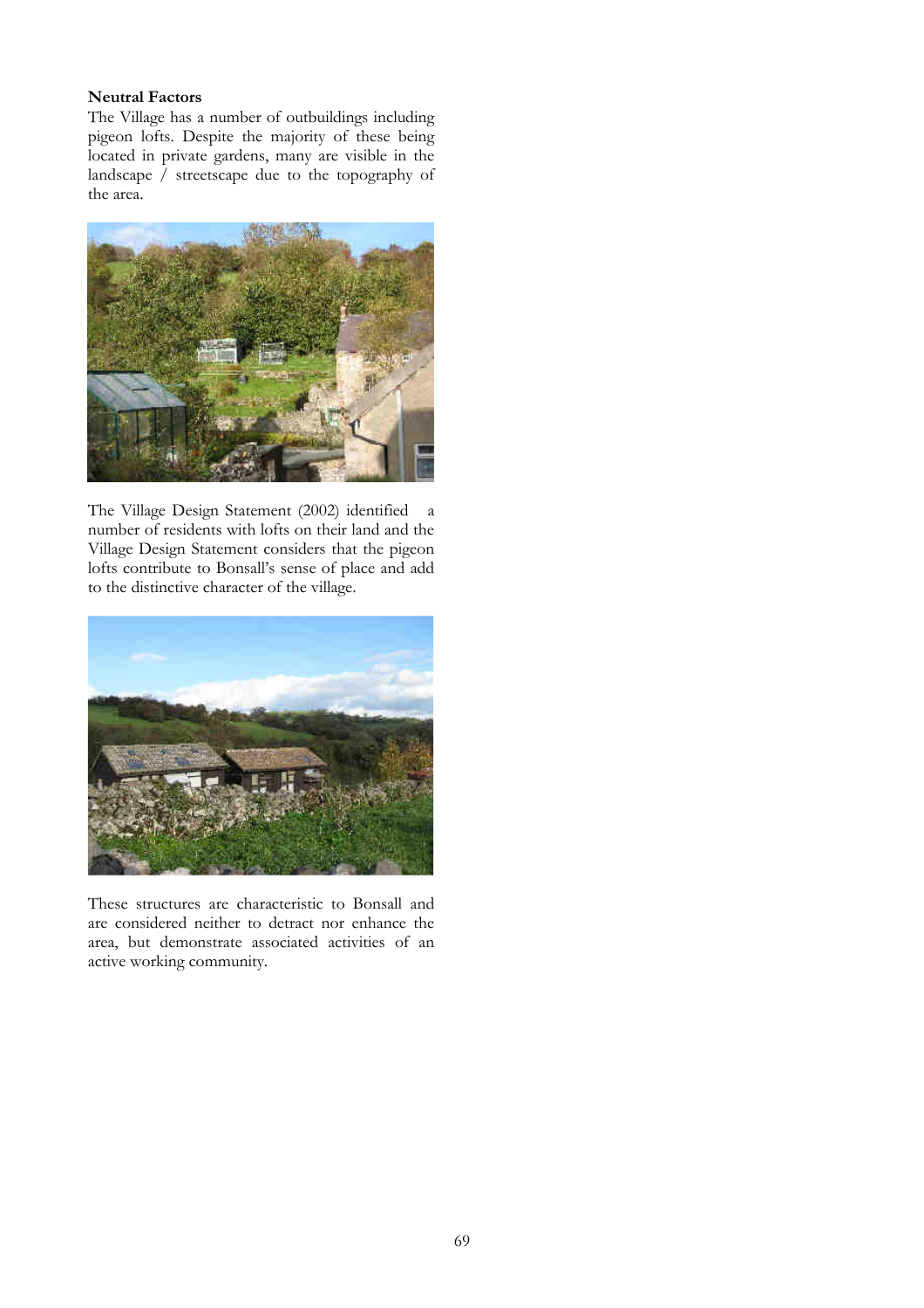**Neutral Factors**

The Village has a number of outbuildings including pigeon lofts. Despite the majority of these being located in private gardens, many are visible in the landscape / streetscape due to the topography of the area.

The Village Design Statement (2002) identified a number of residents with lofts on their land and the Village Design Statement considers that the pigeon lofts contribute to Bonsall's sense of place and add to the distinctive character of the village.

These structures are characteristic to Bonsall and are considered neither to detract nor enhance the area, but demonstrate associated activities of an active working community.